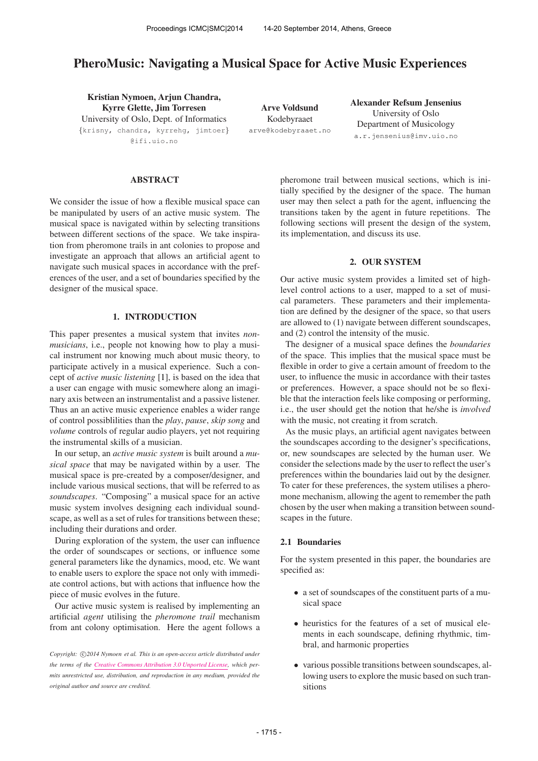# PheroMusic: Navigating a Musical Space for Active Music Experiences

**Kristian Nymoen, Arjun Chandra, Kyrre Glette, Jim Torresen**
University of Oslo, Dept. of Informatics
{krisny, chandra, kyrrehg, jimtoer}@ifi.uio.no

**Arve Voldsund**
Kodebyraaet
arve@kodebyraaet.no

**Alexander Refsum Jensenius**
University of Oslo
Department of Musicology
a.r.jensenius@imv.uio.no

## ABSTRACT

We consider the issue of how a flexible musical space can be manipulated by users of an active music system. The musical space is navigated within by selecting transitions between different sections of the space. We take inspiration from pheromone trails in ant colonies to propose and investigate an approach that allows an artificial agent to navigate such musical spaces in accordance with the preferences of the user, and a set of boundaries specified by the designer of the musical space.

## 1. INTRODUCTION

This paper presentes a musical system that invites *non-musicians*, i.e., people not knowing how to play a musical instrument nor knowing much about music theory, to participate actively in a musical experience. Such a concept of *active music listening* [1], is based on the idea that a user can engage with music somewhere along an imaginary axis between an instrumentalist and a passive listener. Thus an an active music experience enables a wider range of control possiblilities than the *play*, *pause*, *skip song* and *volume* controls of regular audio players, yet not requiring the instrumental skills of a musician.

In our setup, an *active music system* is built around a *musical space* that may be navigated within by a user. The musical space is pre-created by a composer/designer, and include various musical sections, that will be referred to as *soundscapes*. "Composing" a musical space for an active music system involves designing each individual soundscape, as well as a set of rules for transitions between these; including their durations and order.

During exploration of the system, the user can influence the order of soundscapes or sections, or influence some general parameters like the dynamics, mood, etc. We want to enable users to explore the space not only with immediate control actions, but with actions that influence how the piece of music evolves in the future.

Our active music system is realised by implementing an artificial *agent* utilising the *pheromone trail* mechanism from ant colony optimisation. Here the agent follows a pheromone trail between musical sections, which is initially specified by the designer of the space. The human user may then select a path for the agent, influencing the transitions taken by the agent in future repetitions. The following sections will present the design of the system, its implementation, and discuss its use.

*Copyright: ©2014 Nymoen et al. This is an open-access article distributed under the terms of the Creative Commons Attribution 3.0 Unported License, which permits unrestricted use, distribution, and reproduction in any medium, provided the original author and source are credited.*

## 2. OUR SYSTEM

Our active music system provides a limited set of high-level control actions to a user, mapped to a set of musical parameters. These parameters and their implementation are defined by the designer of the space, so that users are allowed to (1) navigate between different soundscapes, and (2) control the intensity of the music.

The designer of a musical space defines the *boundaries* of the space. This implies that the musical space must be flexible in order to give a certain amount of freedom to the user, to influence the music in accordance with their tastes or preferences. However, a space should not be so flexible that the interaction feels like composing or performing, i.e., the user should get the notion that he/she is *involved* with the music, not creating it from scratch.

As the music plays, an artificial agent navigates between the soundscapes according to the designer's specifications, or, new soundscapes are selected by the human user. We consider the selections made by the user to reflect the user's preferences within the boundaries laid out by the designer. To cater for these preferences, the system utilises a pheromone mechanism, allowing the agent to remember the path chosen by the user when making a transition between soundscapes in the future.

### 2.1 Boundaries

For the system presented in this paper, the boundaries are specified as:

- a set of soundscapes of the constituent parts of a musical space
- heuristics for the features of a set of musical elements in each soundscape, defining rhythmic, timbral, and harmonic properties
- various possible transitions between soundscapes, allowing users to explore the music based on such transitions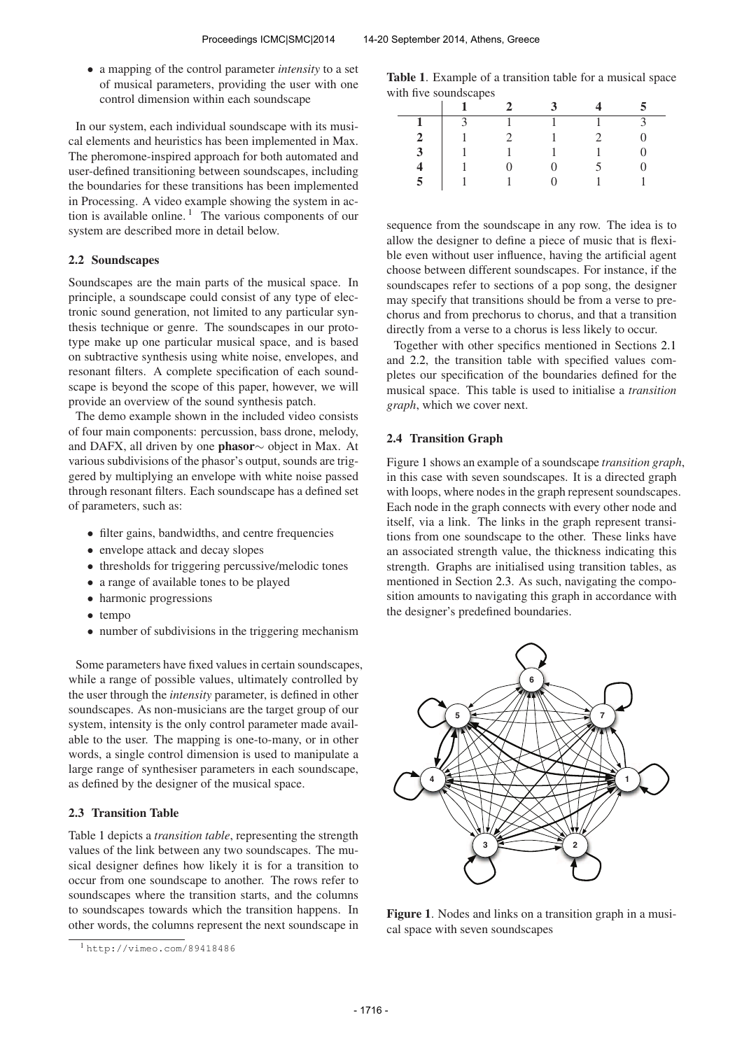- a mapping of the control parameter *intensity* to a set of musical parameters, providing the user with one control dimension within each soundscape

In our system, each individual soundscape with its musical elements and heuristics has been implemented in Max. The pheromone-inspired approach for both automated and user-defined transitioning between soundscapes, including the boundaries for these transitions has been implemented in Processing. A video example showing the system in action is available online. [1] The various components of our system are described more in detail below.

### 2.2 Soundscapes

Soundscapes are the main parts of the musical space. In principle, a soundscape could consist of any type of electronic sound generation, not limited to any particular synthesis technique or genre. The soundscapes in our prototype make up one particular musical space, and is based on subtractive synthesis using white noise, envelopes, and resonant filters. A complete specification of each soundscape is beyond the scope of this paper, however, we will provide an overview of the sound synthesis patch.

The demo example shown in the included video consists of four main components: percussion, bass drone, melody, and DAFX, all driven by one **phasor**∼ object in Max. At various subdivisions of the phasor's output, sounds are triggered by multiplying an envelope with white noise passed through resonant filters. Each soundscape has a defined set of parameters, such as:

- filter gains, bandwidths, and centre frequencies
- envelope attack and decay slopes
- thresholds for triggering percussive/melodic tones
- a range of available tones to be played
- harmonic progressions
- tempo
- number of subdivisions in the triggering mechanism

Some parameters have fixed values in certain soundscapes, while a range of possible values, ultimately controlled by the user through the *intensity* parameter, is defined in other soundscapes. As non-musicians are the target group of our system, intensity is the only control parameter made available to the user. The mapping is one-to-many, or in other words, a single control dimension is used to manipulate a large range of synthesiser parameters in each soundscape, as defined by the designer of the musical space.

### 2.3 Transition Table

Table 1 depicts a *transition table*, representing the strength values of the link between any two soundscapes. The musical designer defines how likely it is for a transition to occur from one soundscape to another. The rows refer to soundscapes where the transition starts, and the columns to soundscapes towards which the transition happens. In other words, the columns represent the next soundscape in sequence from the soundscape in any row. The idea is to allow the designer to define a piece of music that is flexible even without user influence, having the artificial agent choose between different soundscapes. For instance, if the soundscapes refer to sections of a pop song, the designer may specify that transitions should be from a verse to prechorus and from prechorus to chorus, and that a transition directly from a verse to a chorus is less likely to occur.

**Table 1**. Example of a transition table for a musical space with five soundscapes

| | **1** | **2** | **3** | **4** | **5** |
|---|---|---|---|---|---|
| **1** | 3 | 1 | 1 | 1 | 3 |
| **2** | 1 | 2 | 1 | 2 | 0 |
| **3** | 1 | 1 | 1 | 1 | 0 |
| **4** | 1 | 0 | 0 | 5 | 0 |
| **5** | 1 | 1 | 0 | 1 | 1 |

Together with other specifics mentioned in Sections 2.1 and 2.2, the transition table with specified values completes our specification of the boundaries defined for the musical space. This table is used to initialise a *transition graph*, which we cover next.

### 2.4 Transition Graph

Figure 1 shows an example of a soundscape *transition graph*, in this case with seven soundscapes. It is a directed graph with loops, where nodes in the graph represent soundscapes. Each node in the graph connects with every other node and itself, via a link. The links in the graph represent transitions from one soundscape to the other. These links have an associated strength value, the thickness indicating this strength. Graphs are initialised using transition tables, as mentioned in Section 2.3. As such, navigating the composition amounts to navigating this graph in accordance with the designer's predefined boundaries.

**Figure 1**. Nodes and links on a transition graph in a musical space with seven soundscapes

[1] http://vimeo.com/89418486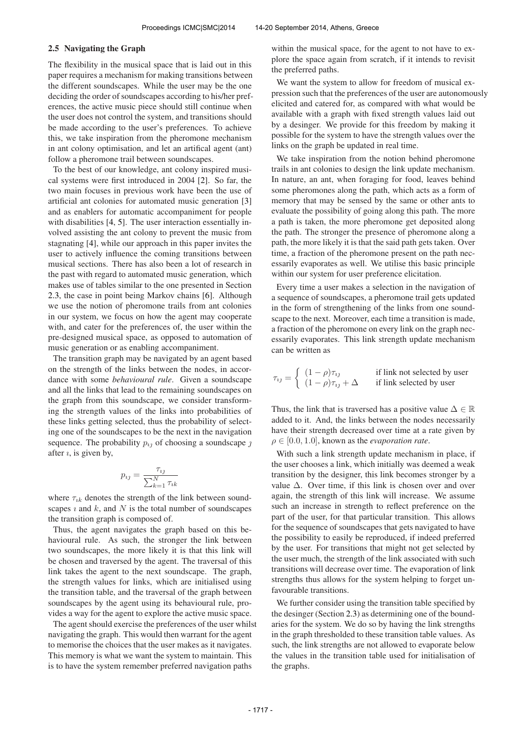### 2.5 Navigating the Graph

The flexibility in the musical space that is laid out in this paper requires a mechanism for making transitions between the different soundscapes. While the user may be the one deciding the order of soundscapes according to his/her preferences, the active music piece should still continue when the user does not control the system, and transitions should be made according to the user's preferences. To achieve this, we take inspiration from the pheromone mechanism in ant colony optimisation, and let an artifical agent (ant) follow a pheromone trail between soundscapes.

To the best of our knowledge, ant colony inspired musical systems were first introduced in 2004 [2]. So far, the two main focuses in previous work have been the use of artificial ant colonies for automated music generation [3] and as enablers for automatic accompaniment for people with disabilities [4, 5]. The user interaction essentially involved assisting the ant colony to prevent the music from stagnating [4], while our approach in this paper invites the user to actively influence the coming transitions between musical sections. There has also been a lot of research in the past with regard to automated music generation, which makes use of tables similar to the one presented in Section 2.3, the case in point being Markov chains [6]. Although we use the notion of pheromone trails from ant colonies in our system, we focus on how the agent may cooperate with, and cater for the preferences of, the user within the pre-designed musical space, as opposed to automation of music generation or as enabling accompaniment.

The transition graph may be navigated by an agent based on the strength of the links between the nodes, in accordance with some *behavioural rule*. Given a soundscape and all the links that lead to the remaining soundscapes on the graph from this soundscape, we consider transforming the strength values of the links into probabilities of these links getting selected, thus the probability of selecting one of the soundscapes to be the next in the navigation sequence. The probability $p_{ij}$ of choosing a soundscape $j$ after $i$, is given by,

$$p_{ij} = \frac{\tau_{ij}}{\sum_{k=1}^{N} \tau_{ik}}$$

where $\tau_{ik}$ denotes the strength of the link between soundscapes $i$ and $k$, and $N$ is the total number of soundscapes the transition graph is composed of.

Thus, the agent navigates the graph based on this behavioural rule. As such, the stronger the link between two soundscapes, the more likely it is that this link will be chosen and traversed by the agent. The traversal of this link takes the agent to the next soundscape. The graph, the strength values for links, which are initialised using the transition table, and the traversal of the graph between soundscapes by the agent using its behavioural rule, provides a way for the agent to explore the active music space.

The agent should exercise the preferences of the user whilst navigating the graph. This would then warrant for the agent to memorise the choices that the user makes as it navigates. This memory is what we want the system to maintain. This is to have the system remember preferred navigation paths within the musical space, for the agent to not have to explore the space again from scratch, if it intends to revisit the preferred paths.

We want the system to allow for freedom of musical expression such that the preferences of the user are autonomously elicited and catered for, as compared with what would be available with a graph with fixed strength values laid out by a desinger. We provide for this freedom by making it possible for the system to have the strength values over the links on the graph be updated in real time.

We take inspiration from the notion behind pheromone trails in ant colonies to design the link update mechanism. In nature, an ant, when foraging for food, leaves behind some pheromones along the path, which acts as a form of memory that may be sensed by the same or other ants to evaluate the possibility of going along this path. The more a path is taken, the more pheromone get deposited along the path. The stronger the presence of pheromone along a path, the more likely it is that the said path gets taken. Over time, a fraction of the pheromone present on the path necessarily evaporates as well. We utilise this basic principle within our system for user preference elicitation.

Every time a user makes a selection in the navigation of a sequence of soundscapes, a pheromone trail gets updated in the form of strengthening of the links from one soundscape to the next. Moreover, each time a transition is made, a fraction of the pheromone on every link on the graph necessarily evaporates. This link strength update mechanism can be written as

$$\tau_{ij} = \begin{cases} (1-\rho)\tau_{ij} & \text{if link not selected by user} \\ (1-\rho)\tau_{ij} + \Delta & \text{if link selected by user} \end{cases}$$

Thus, the link that is traversed has a positive value $\Delta \in \mathbb{R}$ added to it. And, the links between the nodes necessarily have their strength decreased over time at a rate given by $\rho \in [0.0, 1.0]$, known as the *evaporation rate*.

With such a link strength update mechanism in place, if the user chooses a link, which initially was deemed a weak transition by the designer, this link becomes stronger by a value $\Delta$. Over time, if this link is chosen over and over again, the strength of this link will increase. We assume such an increase in strength to reflect preference on the part of the user, for that particular transition. This allows for the sequence of soundscapes that gets navigated to have the possibility to easily be reproduced, if indeed preferred by the user. For transitions that might not get selected by the user much, the strength of the link associated with such transitions will decrease over time. The evaporation of link strengths thus allows for the system helping to forget unfavourable transitions.

We further consider using the transition table specified by the desinger (Section 2.3) as determining one of the boundaries for the system. We do so by having the link strengths in the graph thresholded to these transition table values. As such, the link strengths are not allowed to evaporate below the values in the transition table used for initialisation of the graphs.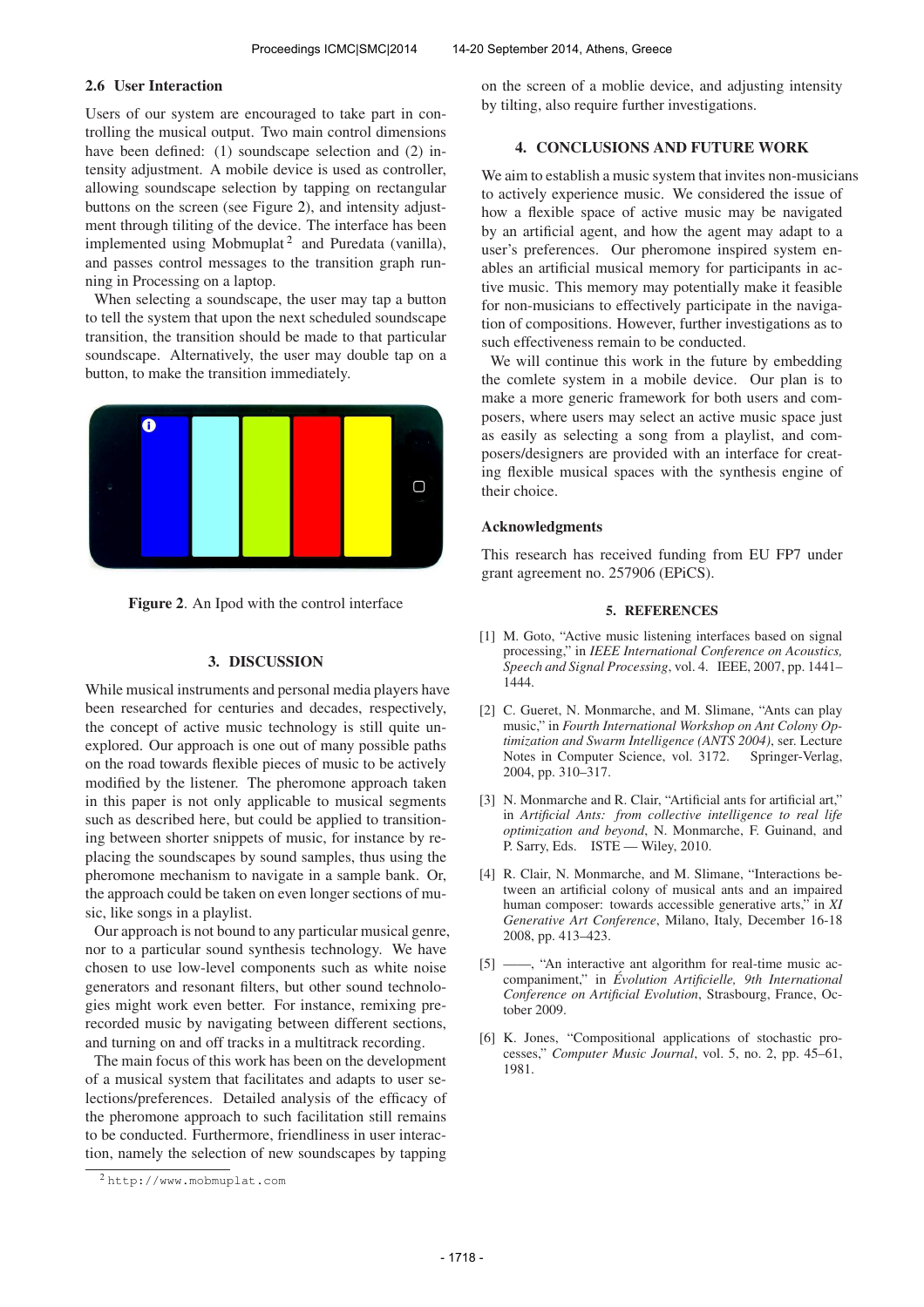### 2.6 User Interaction

Users of our system are encouraged to take part in controlling the musical output. Two main control dimensions have been defined: (1) soundscape selection and (2) intensity adjustment. A mobile device is used as controller, allowing soundscape selection by tapping on rectangular buttons on the screen (see Figure 2), and intensity adjustment through tiliting of the device. The interface has been implemented using Mobmuplat[2] and Puredata (vanilla), and passes control messages to the transition graph running in Processing on a laptop.

When selecting a soundscape, the user may tap a button to tell the system that upon the next scheduled soundscape transition, the transition should be made to that particular soundscape. Alternatively, the user may double tap on a button, to make the transition immediately.

**Figure 2**. An Ipod with the control interface

## 3. DISCUSSION

While musical instruments and personal media players have been researched for centuries and decades, respectively, the concept of active music technology is still quite unexplored. Our approach is one out of many possible paths on the road towards flexible pieces of music to be actively modified by the listener. The pheromone approach taken in this paper is not only applicable to musical segments such as described here, but could be applied to transitioning between shorter snippets of music, for instance by replacing the soundscapes by sound samples, thus using the pheromone mechanism to navigate in a sample bank. Or, the approach could be taken on even longer sections of music, like songs in a playlist.

Our approach is not bound to any particular musical genre, nor to a particular sound synthesis technology. We have chosen to use low-level components such as white noise generators and resonant filters, but other sound technologies might work even better. For instance, remixing prerecorded music by navigating between different sections, and turning on and off tracks in a multitrack recording.

The main focus of this work has been on the development of a musical system that facilitates and adapts to user selections/preferences. Detailed analysis of the efficacy of the pheromone approach to such facilitation still remains to be conducted. Furthermore, friendliness in user interaction, namely the selection of new soundscapes by tapping on the screen of a moblie device, and adjusting intensity by tilting, also require further investigations.

## 4. CONCLUSIONS AND FUTURE WORK

We aim to establish a music system that invites non-musicians to actively experience music. We considered the issue of how a flexible space of active music may be navigated by an artificial agent, and how the agent may adapt to a user's preferences. Our pheromone inspired system enables an artificial musical memory for participants in active music. This memory may potentially make it feasible for non-musicians to effectively participate in the navigation of compositions. However, further investigations as to such effectiveness remain to be conducted.

We will continue this work in the future by embedding the comlete system in a mobile device. Our plan is to make a more generic framework for both users and composers, where users may select an active music space just as easily as selecting a song from a playlist, and composers/designers are provided with an interface for creating flexible musical spaces with the synthesis engine of their choice.

### Acknowledgments

This research has received funding from EU FP7 under grant agreement no. 257906 (EPiCS).

## 5. REFERENCES

[1] M. Goto, "Active music listening interfaces based on signal processing," in *IEEE International Conference on Acoustics, Speech and Signal Processing*, vol. 4. IEEE, 2007, pp. 1441–1444.

[2] C. Gueret, N. Monmarche, and M. Slimane, "Ants can play music," in *Fourth International Workshop on Ant Colony Optimization and Swarm Intelligence (ANTS 2004)*, ser. Lecture Notes in Computer Science, vol. 3172. Springer-Verlag, 2004, pp. 310–317.

[3] N. Monmarche and R. Clair, "Artificial ants for artificial art," in *Artificial Ants: from collective intelligence to real life optimization and beyond*, N. Monmarche, F. Guinand, and P. Sarry, Eds. ISTE — Wiley, 2010.

[4] R. Clair, N. Monmarche, and M. Slimane, "Interactions between an artificial colony of musical ants and an impaired human composer: towards accessible generative arts," in *XI Generative Art Conference*, Milano, Italy, December 16-18 2008, pp. 413–423.

[5] ——, "An interactive ant algorithm for real-time music accompaniment," in *Évolution Artificielle, 9th International Conference on Artificial Evolution*, Strasbourg, France, October 2009.

[6] K. Jones, "Compositional applications of stochastic processes," *Computer Music Journal*, vol. 5, no. 2, pp. 45–61, 1981.

[2] http://www.mobmuplat.com